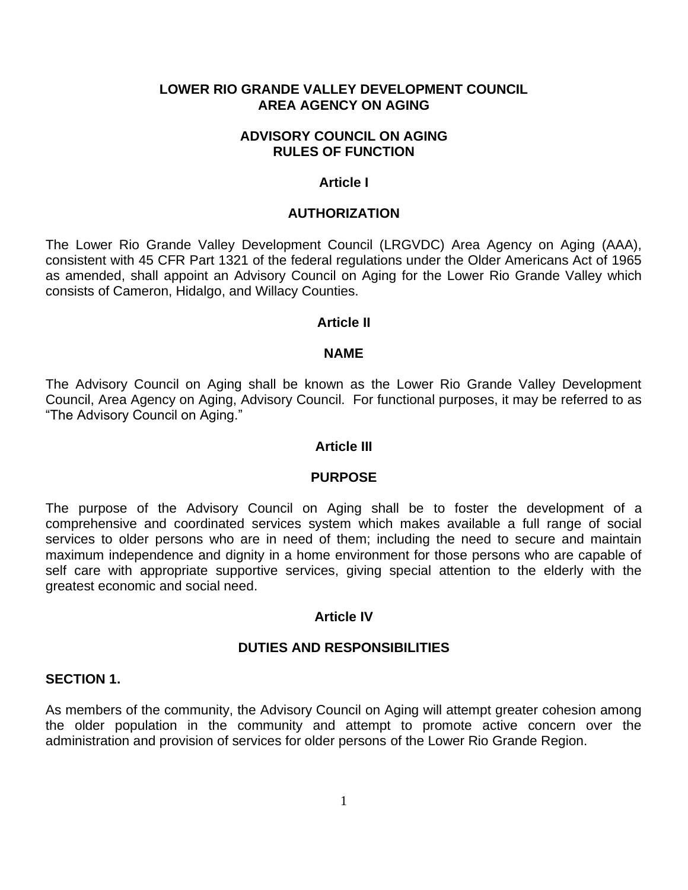# LOWER RIO GRANDE VALLEY DEVELOPMENT COUNCIL
# AREA AGENCY ON AGING

## ADVISORY COUNCIL ON AGING
## RULES OF FUNCTION

### Article I

### AUTHORIZATION

The Lower Rio Grande Valley Development Council (LRGVDC) Area Agency on Aging (AAA), consistent with 45 CFR Part 1321 of the federal regulations under the Older Americans Act of 1965 as amended, shall appoint an Advisory Council on Aging for the Lower Rio Grande Valley which consists of Cameron, Hidalgo, and Willacy Counties.

### Article II

### NAME

The Advisory Council on Aging shall be known as the Lower Rio Grande Valley Development Council, Area Agency on Aging, Advisory Council. For functional purposes, it may be referred to as "The Advisory Council on Aging."

### Article III

### PURPOSE

The purpose of the Advisory Council on Aging shall be to foster the development of a comprehensive and coordinated services system which makes available a full range of social services to older persons who are in need of them; including the need to secure and maintain maximum independence and dignity in a home environment for those persons who are capable of self care with appropriate supportive services, giving special attention to the elderly with the greatest economic and social need.

### Article IV

### DUTIES AND RESPONSIBILITIES

**SECTION 1.**

As members of the community, the Advisory Council on Aging will attempt greater cohesion among the older population in the community and attempt to promote active concern over the administration and provision of services for older persons of the Lower Rio Grande Region.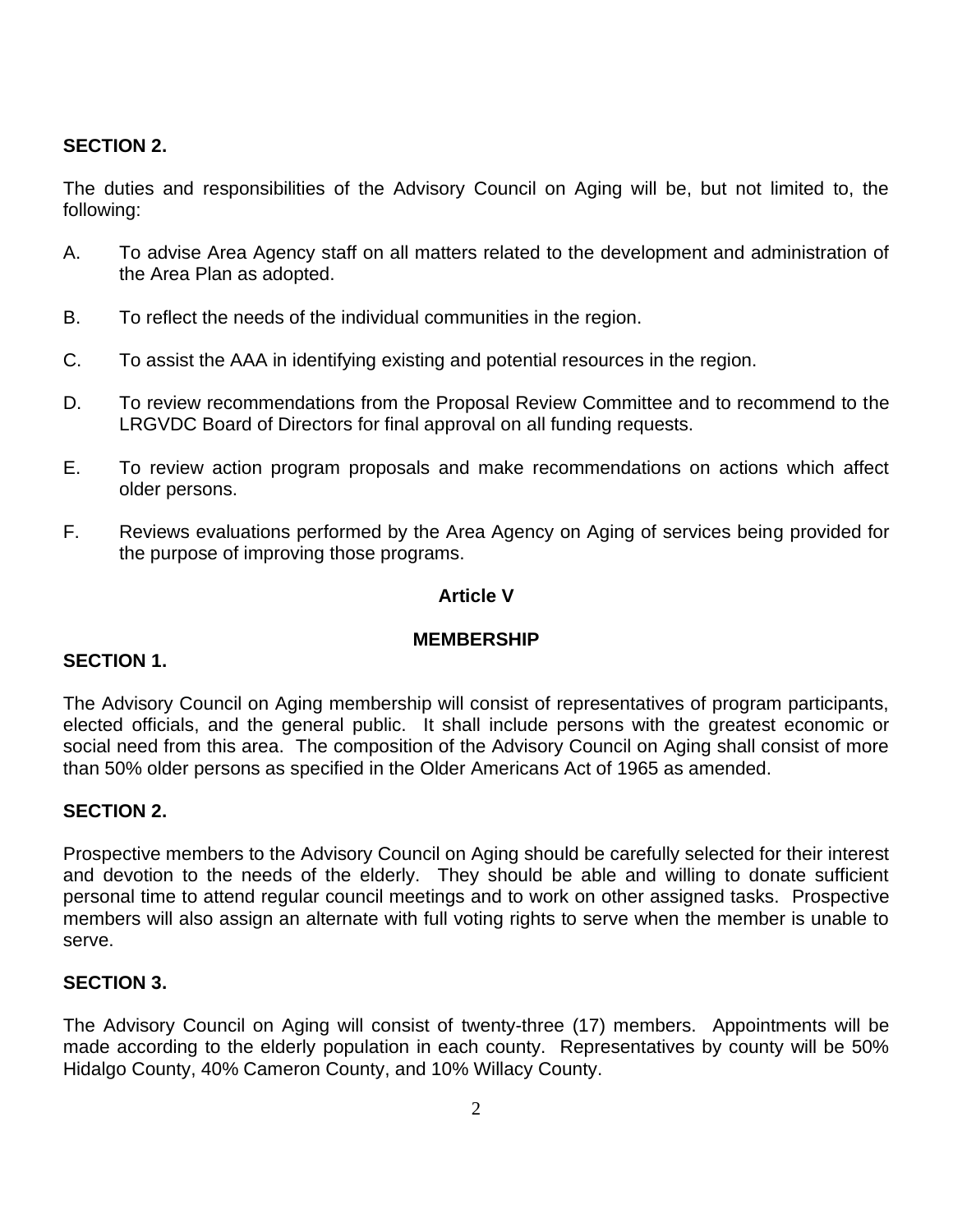**SECTION 2.**

The duties and responsibilities of the Advisory Council on Aging will be, but not limited to, the following:

A. To advise Area Agency staff on all matters related to the development and administration of the Area Plan as adopted.

B. To reflect the needs of the individual communities in the region.

C. To assist the AAA in identifying existing and potential resources in the region.

D. To review recommendations from the Proposal Review Committee and to recommend to the LRGVDC Board of Directors for final approval on all funding requests.

E. To review action program proposals and make recommendations on actions which affect older persons.

F. Reviews evaluations performed by the Area Agency on Aging of services being provided for the purpose of improving those programs.

## Article V

## MEMBERSHIP

**SECTION 1.**

The Advisory Council on Aging membership will consist of representatives of program participants, elected officials, and the general public. It shall include persons with the greatest economic or social need from this area. The composition of the Advisory Council on Aging shall consist of more than 50% older persons as specified in the Older Americans Act of 1965 as amended.

**SECTION 2.**

Prospective members to the Advisory Council on Aging should be carefully selected for their interest and devotion to the needs of the elderly. They should be able and willing to donate sufficient personal time to attend regular council meetings and to work on other assigned tasks. Prospective members will also assign an alternate with full voting rights to serve when the member is unable to serve.

**SECTION 3.**

The Advisory Council on Aging will consist of twenty-three (17) members. Appointments will be made according to the elderly population in each county. Representatives by county will be 50% Hidalgo County, 40% Cameron County, and 10% Willacy County.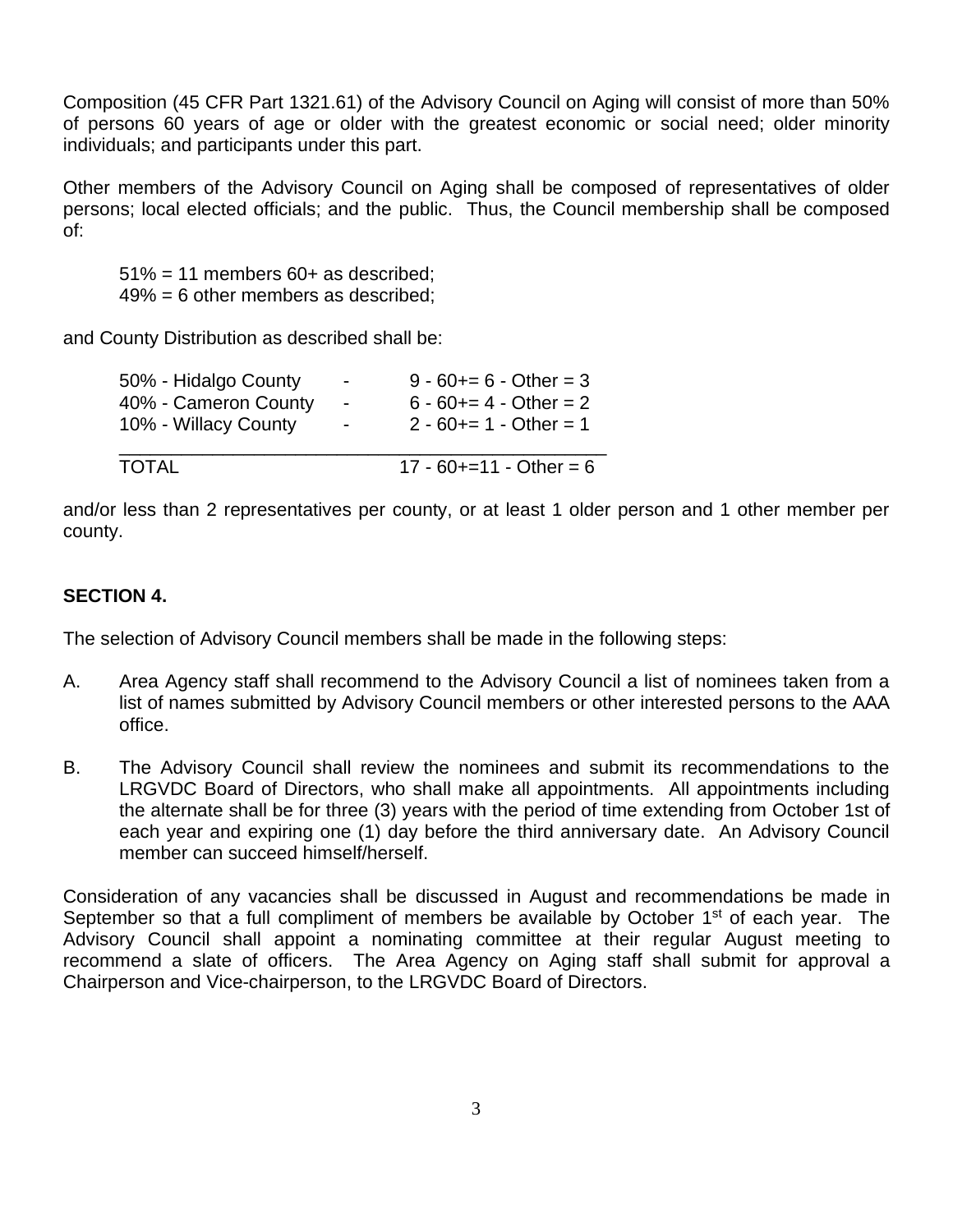Composition (45 CFR Part 1321.61) of the Advisory Council on Aging will consist of more than 50% of persons 60 years of age or older with the greatest economic or social need; older minority individuals; and participants under this part.

Other members of the Advisory Council on Aging shall be composed of representatives of older persons; local elected officials; and the public. Thus, the Council membership shall be composed of:

51% = 11 members 60+ as described;
49% = 6 other members as described;

and County Distribution as described shall be:

| | | |
|---|---|---|
| 50% - Hidalgo County | - | 9 - 60+= 6 - Other = 3 |
| 40% - Cameron County | - | 6 - 60+= 4 - Other = 2 |
| 10% - Willacy County | - | 2 - 60+= 1 - Other = 1 |
| TOTAL | | 17 - 60+=11 - Other = 6 |

and/or less than 2 representatives per county, or at least 1 older person and 1 other member per county.

**SECTION 4.**

The selection of Advisory Council members shall be made in the following steps:

A. Area Agency staff shall recommend to the Advisory Council a list of nominees taken from a list of names submitted by Advisory Council members or other interested persons to the AAA office.

B. The Advisory Council shall review the nominees and submit its recommendations to the LRGVDC Board of Directors, who shall make all appointments. All appointments including the alternate shall be for three (3) years with the period of time extending from October 1st of each year and expiring one (1) day before the third anniversary date. An Advisory Council member can succeed himself/herself.

Consideration of any vacancies shall be discussed in August and recommendations be made in September so that a full compliment of members be available by October 1st of each year. The Advisory Council shall appoint a nominating committee at their regular August meeting to recommend a slate of officers. The Area Agency on Aging staff shall submit for approval a Chairperson and Vice-chairperson, to the LRGVDC Board of Directors.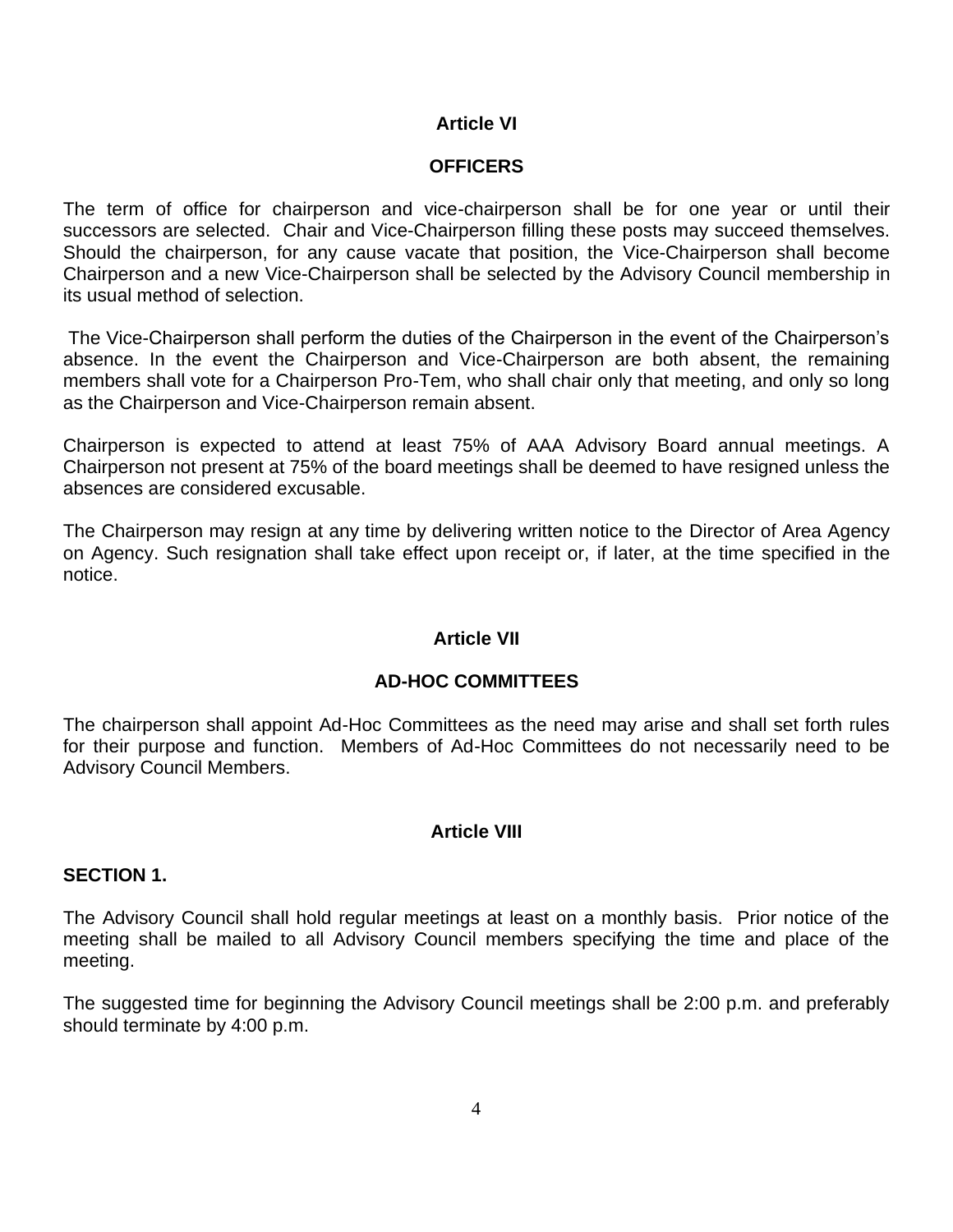## Article VI

## OFFICERS

The term of office for chairperson and vice-chairperson shall be for one year or until their successors are selected. Chair and Vice-Chairperson filling these posts may succeed themselves. Should the chairperson, for any cause vacate that position, the Vice-Chairperson shall become Chairperson and a new Vice-Chairperson shall be selected by the Advisory Council membership in its usual method of selection.

The Vice-Chairperson shall perform the duties of the Chairperson in the event of the Chairperson's absence. In the event the Chairperson and Vice-Chairperson are both absent, the remaining members shall vote for a Chairperson Pro-Tem, who shall chair only that meeting, and only so long as the Chairperson and Vice-Chairperson remain absent.

Chairperson is expected to attend at least 75% of AAA Advisory Board annual meetings. A Chairperson not present at 75% of the board meetings shall be deemed to have resigned unless the absences are considered excusable.

The Chairperson may resign at any time by delivering written notice to the Director of Area Agency on Agency. Such resignation shall take effect upon receipt or, if later, at the time specified in the notice.

## Article VII

## AD-HOC COMMITTEES

The chairperson shall appoint Ad-Hoc Committees as the need may arise and shall set forth rules for their purpose and function. Members of Ad-Hoc Committees do not necessarily need to be Advisory Council Members.

## Article VIII

### SECTION 1.

The Advisory Council shall hold regular meetings at least on a monthly basis. Prior notice of the meeting shall be mailed to all Advisory Council members specifying the time and place of the meeting.

The suggested time for beginning the Advisory Council meetings shall be 2:00 p.m. and preferably should terminate by 4:00 p.m.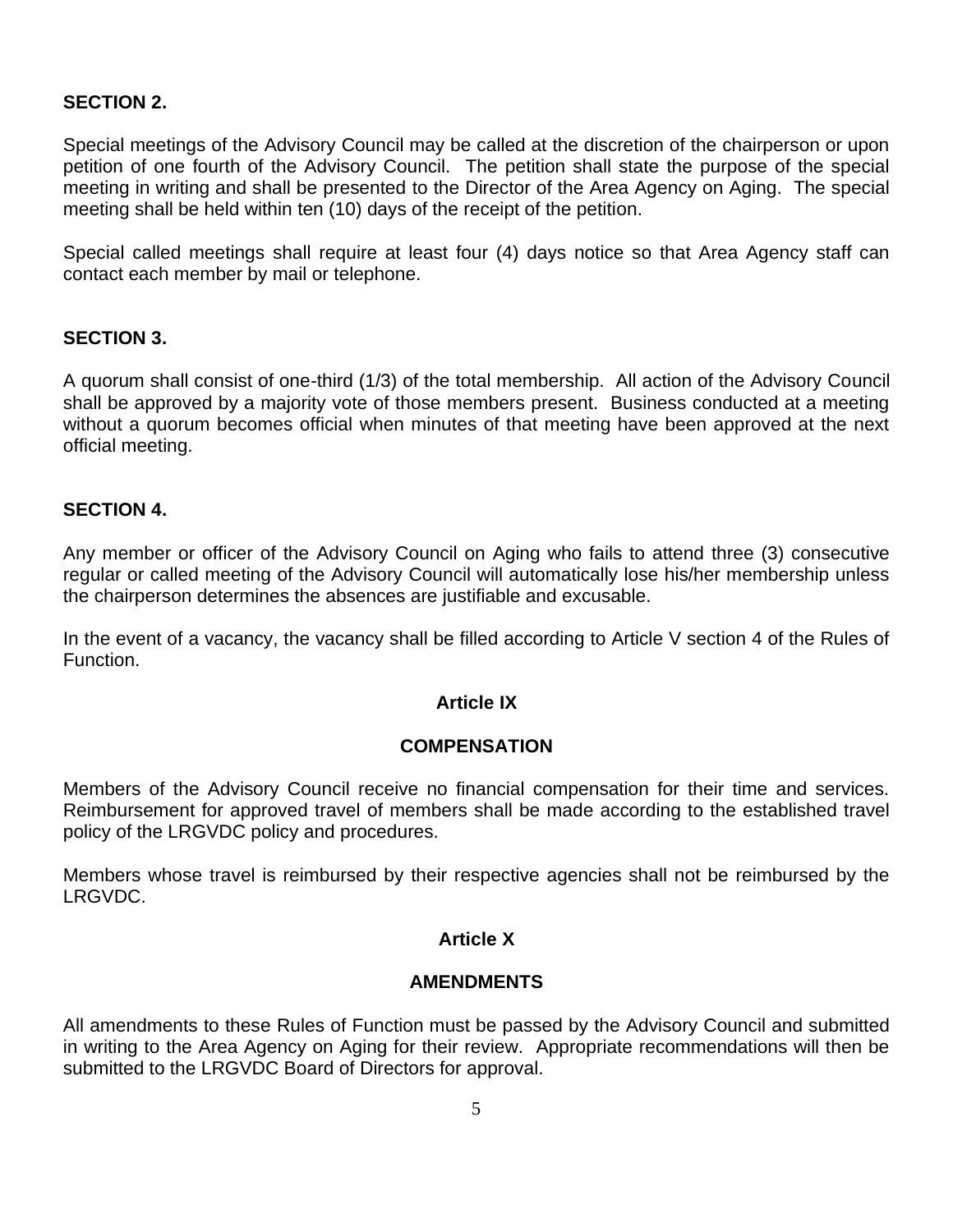**SECTION 2.**

Special meetings of the Advisory Council may be called at the discretion of the chairperson or upon petition of one fourth of the Advisory Council. The petition shall state the purpose of the special meeting in writing and shall be presented to the Director of the Area Agency on Aging. The special meeting shall be held within ten (10) days of the receipt of the petition.

Special called meetings shall require at least four (4) days notice so that Area Agency staff can contact each member by mail or telephone.

**SECTION 3.**

A quorum shall consist of one-third (1/3) of the total membership. All action of the Advisory Council shall be approved by a majority vote of those members present. Business conducted at a meeting without a quorum becomes official when minutes of that meeting have been approved at the next official meeting.

**SECTION 4.**

Any member or officer of the Advisory Council on Aging who fails to attend three (3) consecutive regular or called meeting of the Advisory Council will automatically lose his/her membership unless the chairperson determines the absences are justifiable and excusable.

In the event of a vacancy, the vacancy shall be filled according to Article V section 4 of the Rules of Function.

## Article IX

## COMPENSATION

Members of the Advisory Council receive no financial compensation for their time and services. Reimbursement for approved travel of members shall be made according to the established travel policy of the LRGVDC policy and procedures.

Members whose travel is reimbursed by their respective agencies shall not be reimbursed by the LRGVDC.

## Article X

## AMENDMENTS

All amendments to these Rules of Function must be passed by the Advisory Council and submitted in writing to the Area Agency on Aging for their review. Appropriate recommendations will then be submitted to the LRGVDC Board of Directors for approval.